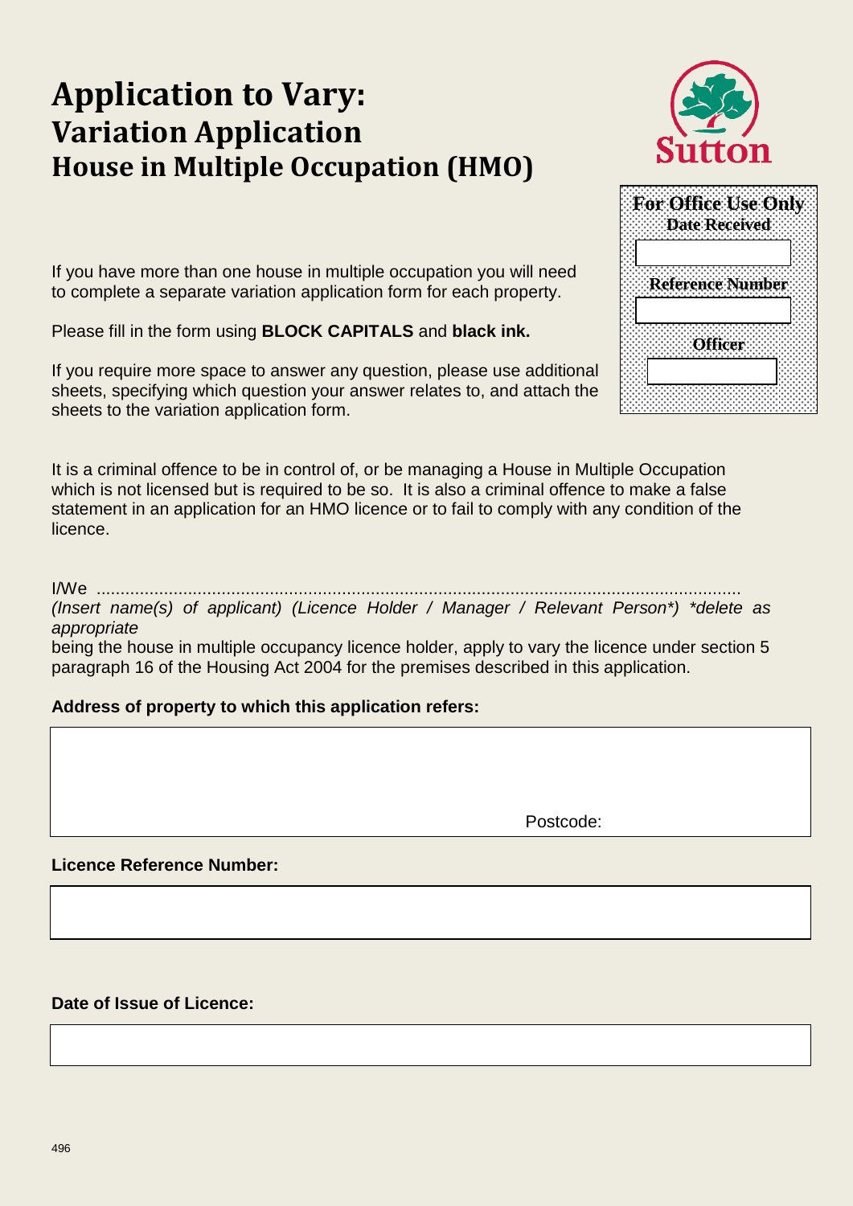# Application to Vary:
## Variation Application
### House in Multiple Occupation (HMO)

Sutton

| For Office Use Only |
| --- |
| Date Received |
| |
| Reference Number |
| |
| Officer |
| |

If you have more than one house in multiple occupation you will need to complete a separate variation application form for each property.

Please fill in the form using **BLOCK CAPITALS** and **black ink.**

If you require more space to answer any question, please use additional sheets, specifying which question your answer relates to, and attach the sheets to the variation application form.

It is a criminal offence to be in control of, or be managing a House in Multiple Occupation which is not licensed but is required to be so. It is also a criminal offence to make a false statement in an application for an HMO licence or to fail to comply with any condition of the licence.

I/We ......................................................................................................................................

*(Insert name(s) of applicant) (Licence Holder / Manager / Relevant Person\*) \*delete as appropriate*

being the house in multiple occupancy licence holder, apply to vary the licence under section 5 paragraph 16 of the Housing Act 2004 for the premises described in this application.

**Address of property to which this application refers:**

Postcode:

**Licence Reference Number:**

**Date of Issue of Licence:**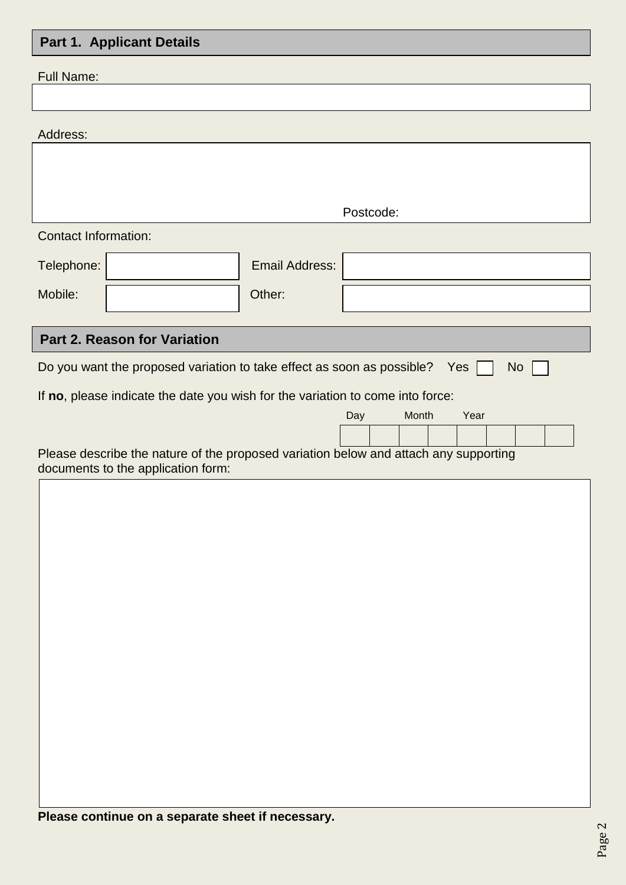## Part 1. Applicant Details

Full Name:

Address:

Postcode:

Contact Information:

| Telephone: | | Email Address: | |
|---|---|---|---|
| Mobile: | | Other: | |

## Part 2. Reason for Variation

Do you want the proposed variation to take effect as soon as possible? Yes ☐ No ☐

If **no**, please indicate the date you wish for the variation to come into force:

| Day | | Month | | Year | | | |
|---|---|---|---|---|---|---|---|
| | | | | | | | |

Please describe the nature of the proposed variation below and attach any supporting documents to the application form:

**Please continue on a separate sheet if necessary.**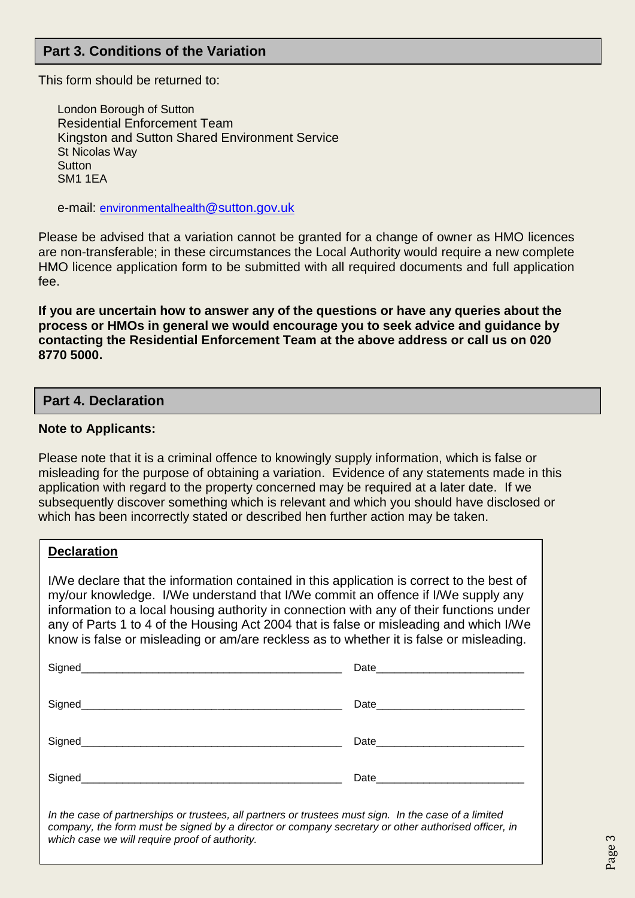## Part 3. Conditions of the Variation

This form should be returned to:

London Borough of Sutton
Residential Enforcement Team
Kingston and Sutton Shared Environment Service
St Nicolas Way
Sutton
SM1 1EA

e-mail: environmentalhealth@sutton.gov.uk

Please be advised that a variation cannot be granted for a change of owner as HMO licences are non-transferable; in these circumstances the Local Authority would require a new complete HMO licence application form to be submitted with all required documents and full application fee.

**If you are uncertain how to answer any of the questions or have any queries about the process or HMOs in general we would encourage you to seek advice and guidance by contacting the Residential Enforcement Team at the above address or call us on 020 8770 5000.**

## Part 4. Declaration

**Note to Applicants:**

Please note that it is a criminal offence to knowingly supply information, which is false or misleading for the purpose of obtaining a variation. Evidence of any statements made in this application with regard to the property concerned may be required at a later date. If we subsequently discover something which is relevant and which you should have disclosed or which has been incorrectly stated or described hen further action may be taken.

**Declaration**

I/We declare that the information contained in this application is correct to the best of my/our knowledge. I/We understand that I/We commit an offence if I/We supply any information to a local housing authority in connection with any of their functions under any of Parts 1 to 4 of the Housing Act 2004 that is false or misleading and which I/We know is false or misleading or am/are reckless as to whether it is false or misleading.

Signed_____________________________________________ Date________________________

Signed_____________________________________________ Date________________________

Signed_____________________________________________ Date________________________

Signed_____________________________________________ Date________________________

*In the case of partnerships or trustees, all partners or trustees must sign. In the case of a limited company, the form must be signed by a director or company secretary or other authorised officer, in which case we will require proof of authority.*